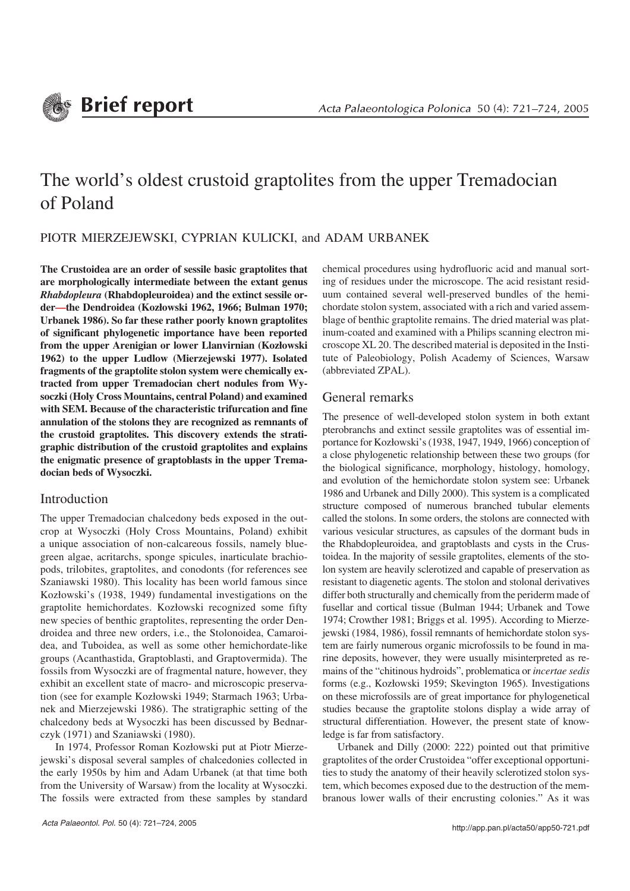Brief report

# The world's oldest crustoid graptolites from the upper Tremadocian of Poland

PIOTR MIERZEJEWSKI, CYPRIAN KULICKI, and ADAM URBANEK

**The Crustoidea are an order of sessile basic graptolites that are morphologically intermediate between the extant genus *Rhabdopleura* (Rhabdopleuroidea) and the extinct sessile order—the Dendroidea (Kozłowski 1962, 1966; Bulman 1970; Urbanek 1986). So far these rather poorly known graptolites of significant phylogenetic importance have been reported from the upper Arenigian or lower Llanvirnian (Kozłowski 1962) to the upper Ludlow (Mierzejewski 1977). Isolated fragments of the graptolite stolon system were chemically extracted from upper Tremadocian chert nodules from Wysoczki (Holy Cross Mountains, central Poland) and examined with SEM. Because of the characteristic trifurcation and fine annulation of the stolons they are recognized as remnants of the crustoid graptolites. This discovery extends the stratigraphic distribution of the crustoid graptolites and explains the enigmatic presence of graptoblasts in the upper Tremadocian beds of Wysoczki.**

## Introduction

The upper Tremadocian chalcedony beds exposed in the outcrop at Wysoczki (Holy Cross Mountains, Poland) exhibit a unique association of non-calcareous fossils, namely blue-green algae, acritarchs, sponge spicules, inarticulate brachiopods, trilobites, graptolites, and conodonts (for references see Szaniawski 1980). This locality has been world famous since Kozłowski's (1938, 1949) fundamental investigations on the graptolite hemichordates. Kozłowski recognized some fifty new species of benthic graptolites, representing the order Dendroidea and three new orders, i.e., the Stolonoidea, Camaroidea, and Tuboidea, as well as some other hemichordate-like groups (Acanthastida, Graptoblasti, and Graptovermida). The fossils from Wysoczki are of fragmental nature, however, they exhibit an excellent state of macro- and microscopic preservation (see for example Kozłowski 1949; Starmach 1963; Urbanek and Mierzejewski 1986). The stratigraphic setting of the chalcedony beds at Wysoczki has been discussed by Bednarczyk (1971) and Szaniawski (1980).

In 1974, Professor Roman Kozłowski put at Piotr Mierzejewski's disposal several samples of chalcedonies collected in the early 1950s by him and Adam Urbanek (at that time both from the University of Warsaw) from the locality at Wysoczki. The fossils were extracted from these samples by standard chemical procedures using hydrofluoric acid and manual sorting of residues under the microscope. The acid resistant residuum contained several well-preserved bundles of the hemichordate stolon system, associated with a rich and varied assemblage of benthic graptolite remains. The dried material was platinum-coated and examined with a Philips scanning electron microscope XL 20. The described material is deposited in the Institute of Paleobiology, Polish Academy of Sciences, Warsaw (abbreviated ZPAL).

## General remarks

The presence of well-developed stolon system in both extant pterobranchs and extinct sessile graptolites was of essential importance for Kozłowski's (1938, 1947, 1949, 1966) conception of a close phylogenetic relationship between these two groups (for the biological significance, morphology, histology, homology, and evolution of the hemichordate stolon system see: Urbanek 1986 and Urbanek and Dilly 2000). This system is a complicated structure composed of numerous branched tubular elements called the stolons. In some orders, the stolons are connected with various vesicular structures, as capsules of the dormant buds in the Rhabdopleuroidea, and graptoblasts and cysts in the Crustoidea. In the majority of sessile graptolites, elements of the stolon system are heavily sclerotized and capable of preservation as resistant to diagenetic agents. The stolon and stolonal derivatives differ both structurally and chemically from the periderm made of fusellar and cortical tissue (Bulman 1944; Urbanek and Towe 1974; Crowther 1981; Briggs et al. 1995). According to Mierzejewski (1984, 1986), fossil remnants of hemichordate stolon system are fairly numerous organic microfossils to be found in marine deposits, however, they were usually misinterpreted as remains of the "chitinous hydroids", problematica or *incertae sedis* forms (e.g., Kozłowski 1959; Skevington 1965). Investigations on these microfossils are of great importance for phylogenetical studies because the graptolite stolons display a wide array of structural differentiation. However, the present state of knowledge is far from satisfactory.

Urbanek and Dilly (2000: 222) pointed out that primitive graptolites of the order Crustoidea "offer exceptional opportunities to study the anatomy of their heavily sclerotized stolon system, which becomes exposed due to the destruction of the membranous lower walls of their encrusting colonies." As it was

http://app.pan.pl/acta50/app50-721.pdf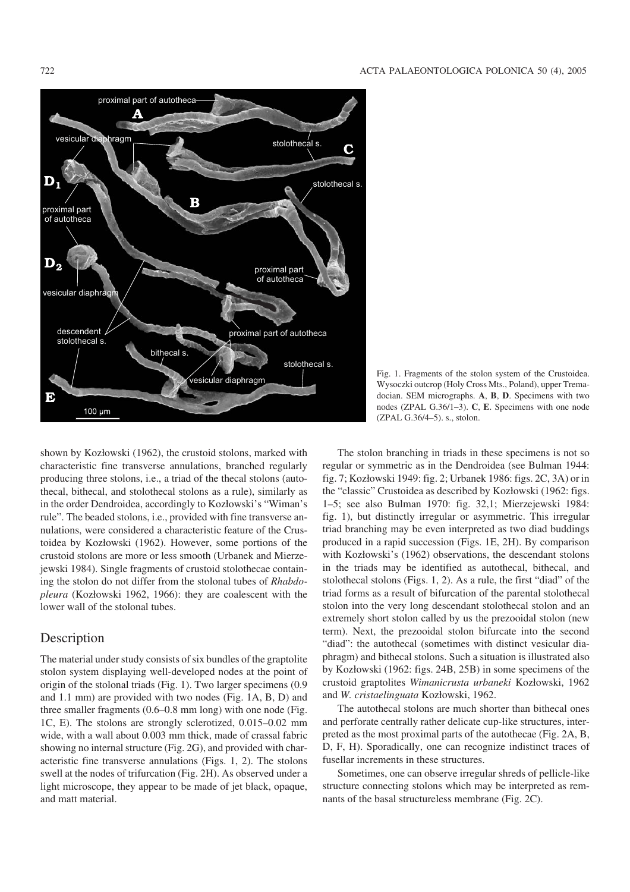Fig. 1. Fragments of the stolon system of the Crustoidea. Wysoczki outcrop (Holy Cross Mts., Poland), upper Tremadocian. SEM micrographs. **A**, **B**, **D**. Specimens with two nodes (ZPAL G.36/1–3). **C**, **E**. Specimens with one node (ZPAL G.36/4–5). s., stolon.

shown by Kozłowski (1962), the crustoid stolons, marked with characteristic fine transverse annulations, branched regularly producing three stolons, i.e., a triad of the thecal stolons (autothecal, bithecal, and stolothecal stolons as a rule), similarly as in the order Dendroidea, accordingly to Kozłowski's "Wiman's rule". The beaded stolons, i.e., provided with fine transverse annulations, were considered a characteristic feature of the Crustoidea by Kozłowski (1962). However, some portions of the crustoid stolons are more or less smooth (Urbanek and Mierzejewski 1984). Single fragments of crustoid stolothecae containing the stolon do not differ from the stolonal tubes of *Rhabdopleura* (Kozłowski 1962, 1966): they are coalescent with the lower wall of the stolonal tubes.

## Description

The material under study consists of six bundles of the graptolite stolon system displaying well-developed nodes at the point of origin of the stolonal triads (Fig. 1). Two larger specimens (0.9 and 1.1 mm) are provided with two nodes (Fig. 1A, B, D) and three smaller fragments (0.6–0.8 mm long) with one node (Fig. 1C, E). The stolons are strongly sclerotized, 0.015–0.02 mm wide, with a wall about 0.003 mm thick, made of crassal fabric showing no internal structure (Fig. 2G), and provided with characteristic fine transverse annulations (Figs. 1, 2). The stolons swell at the nodes of trifurcation (Fig. 2H). As observed under a light microscope, they appear to be made of jet black, opaque, and matt material.

The stolon branching in triads in these specimens is not so regular or symmetric as in the Dendroidea (see Bulman 1944: fig. 7; Kozłowski 1949: fig. 2; Urbanek 1986: figs. 2C, 3A) or in the "classic" Crustoidea as described by Kozłowski (1962: figs. 1–5; see also Bulman 1970: fig. 32,1; Mierzejewski 1984: fig. 1), but distinctly irregular or asymmetric. This irregular triad branching may be even interpreted as two diad buddings produced in a rapid succession (Figs. 1E, 2H). By comparison with Kozłowski's (1962) observations, the descendant stolons in the triads may be identified as autothecal, bithecal, and stolothecal stolons (Figs. 1, 2). As a rule, the first "diad" of the triad forms as a result of bifurcation of the parental stolothecal stolon into the very long descendant stolothecal stolon and an extremely short stolon called by us the prezooidal stolon (new term). Next, the prezooidal stolon bifurcate into the second "diad": the autothecal (sometimes with distinct vesicular diaphragm) and bithecal stolons. Such a situation is illustrated also by Kozłowski (1962: figs. 24B, 25B) in some specimens of the crustoid graptolites *Wimanicrusta urbaneki* Kozłowski, 1962 and *W. cristaelinguata* Kozłowski, 1962.

The autothecal stolons are much shorter than bithecal ones and perforate centrally rather delicate cup-like structures, interpreted as the most proximal parts of the autothecae (Fig. 2A, B, D, F, H). Sporadically, one can recognize indistinct traces of fusellar increments in these structures.

Sometimes, one can observe irregular shreds of pellicle-like structure connecting stolons which may be interpreted as remnants of the basal structureless membrane (Fig. 2C).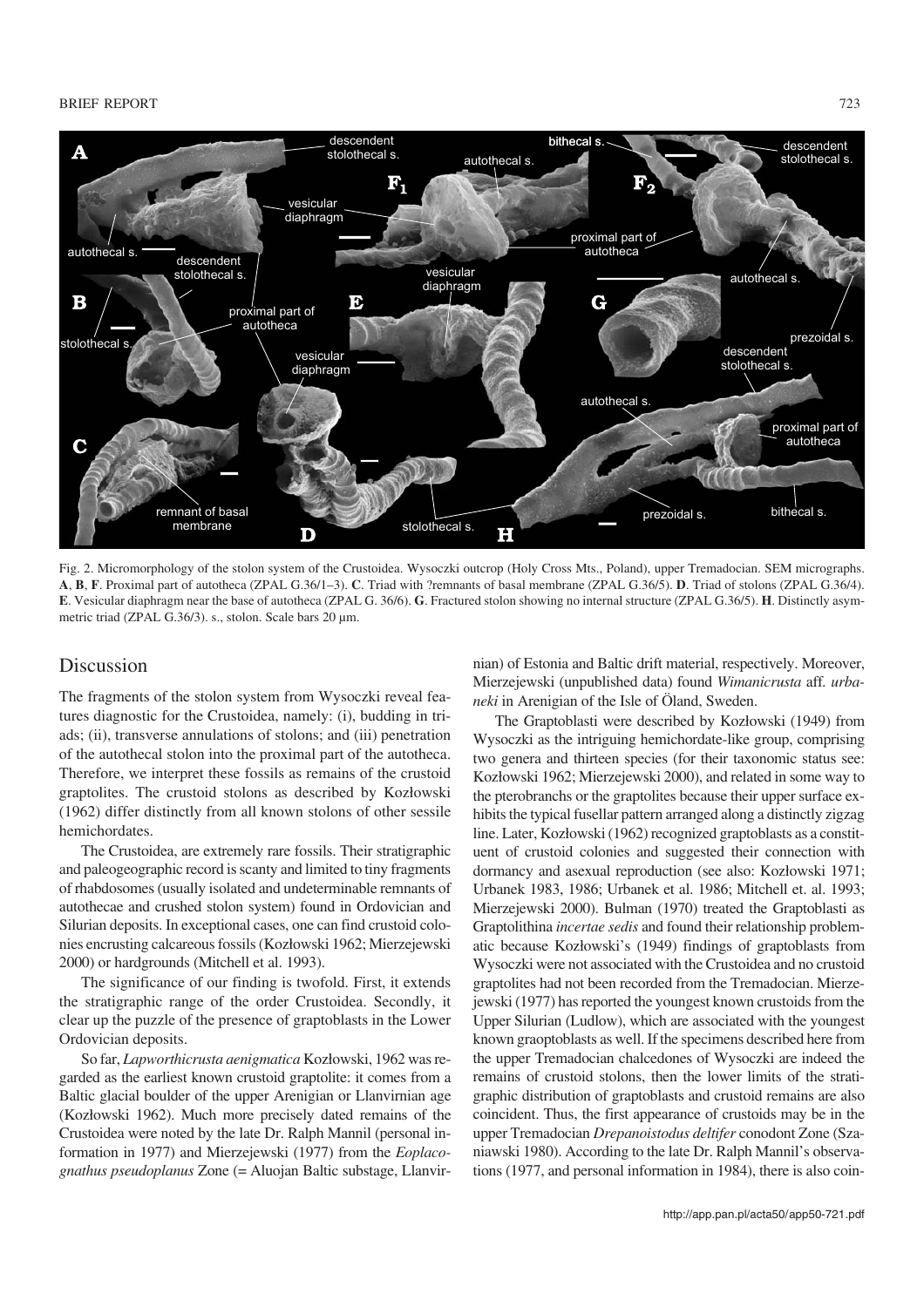Fig. 2. Micromorphology of the stolon system of the Crustoidea. Wysoczki outcrop (Holy Cross Mts., Poland), upper Tremadocian. SEM micrographs. **A**, **B**, **F**. Proximal part of autotheca (ZPAL G.36/1–3). **C**. Triad with ?remnants of basal membrane (ZPAL G.36/5). **D**. Triad of stolons (ZPAL G.36/4). **E**. Vesicular diaphragm near the base of autotheca (ZPAL G. 36/6). **G**. Fractured stolon showing no internal structure (ZPAL G.36/5). **H**. Distinctly asymmetric triad (ZPAL G.36/3). s., stolon. Scale bars 20 μm.

## Discussion

The fragments of the stolon system from Wysoczki reveal features diagnostic for the Crustoidea, namely: (i), budding in triads; (ii), transverse annulations of stolons; and (iii) penetration of the autothecal stolon into the proximal part of the autotheca. Therefore, we interpret these fossils as remains of the crustoid graptolites. The crustoid stolons as described by Kozłowski (1962) differ distinctly from all known stolons of other sessile hemichordates.

The Crustoidea, are extremely rare fossils. Their stratigraphic and paleogeographic record is scanty and limited to tiny fragments of rhabdosomes (usually isolated and undeterminable remnants of autothecae and crushed stolon system) found in Ordovician and Silurian deposits. In exceptional cases, one can find crustoid colonies encrusting calcareous fossils (Kozłowski 1962; Mierzejewski 2000) or hardgrounds (Mitchell et al. 1993).

The significance of our finding is twofold. First, it extends the stratigraphic range of the order Crustoidea. Secondly, it clear up the puzzle of the presence of graptoblasts in the Lower Ordovician deposits.

So far, *Lapworthicrusta aenigmatica* Kozłowski, 1962 was regarded as the earliest known crustoid graptolite: it comes from a Baltic glacial boulder of the upper Arenigian or Llanvirnian age (Kozłowski 1962). Much more precisely dated remains of the Crustoidea were noted by the late Dr. Ralph Mannil (personal information in 1977) and Mierzejewski (1977) from the *Eoplacognathus pseudoplanus* Zone (= Aluojan Baltic substage, Llanvirnian) of Estonia and Baltic drift material, respectively. Moreover, Mierzejewski (unpublished data) found *Wimanicrusta* aff. *urbaneki* in Arenigian of the Isle of Öland, Sweden.

The Graptoblasti were described by Kozłowski (1949) from Wysoczki as the intriguing hemichordate-like group, comprising two genera and thirteen species (for their taxonomic status see: Kozłowski 1962; Mierzejewski 2000), and related in some way to the pterobranchs or the graptolites because their upper surface exhibits the typical fusellar pattern arranged along a distinctly zigzag line. Later, Kozłowski (1962) recognized graptoblasts as a constituent of crustoid colonies and suggested their connection with dormancy and asexual reproduction (see also: Kozłowski 1971; Urbanek 1983, 1986; Urbanek et al. 1986; Mitchell et. al. 1993; Mierzejewski 2000). Bulman (1970) treated the Graptoblasti as Graptolithina *incertae sedis* and found their relationship problematic because Kozłowski's (1949) findings of graptoblasts from Wysoczki were not associated with the Crustoidea and no crustoid graptolites had not been recorded from the Tremadocian. Mierzejewski (1977) has reported the youngest known crustoids from the Upper Silurian (Ludlow), which are associated with the youngest known graoptoblasts as well. If the specimens described here from the upper Tremadocian chalcedones of Wysoczki are indeed the remains of crustoid stolons, then the lower limits of the stratigraphic distribution of graptoblasts and crustoid remains are also coincident. Thus, the first appearance of crustoids may be in the upper Tremadocian *Drepanoistodus deltifer* conodont Zone (Szaniawski 1980). According to the late Dr. Ralph Mannil's observations (1977, and personal information in 1984), there is also coin-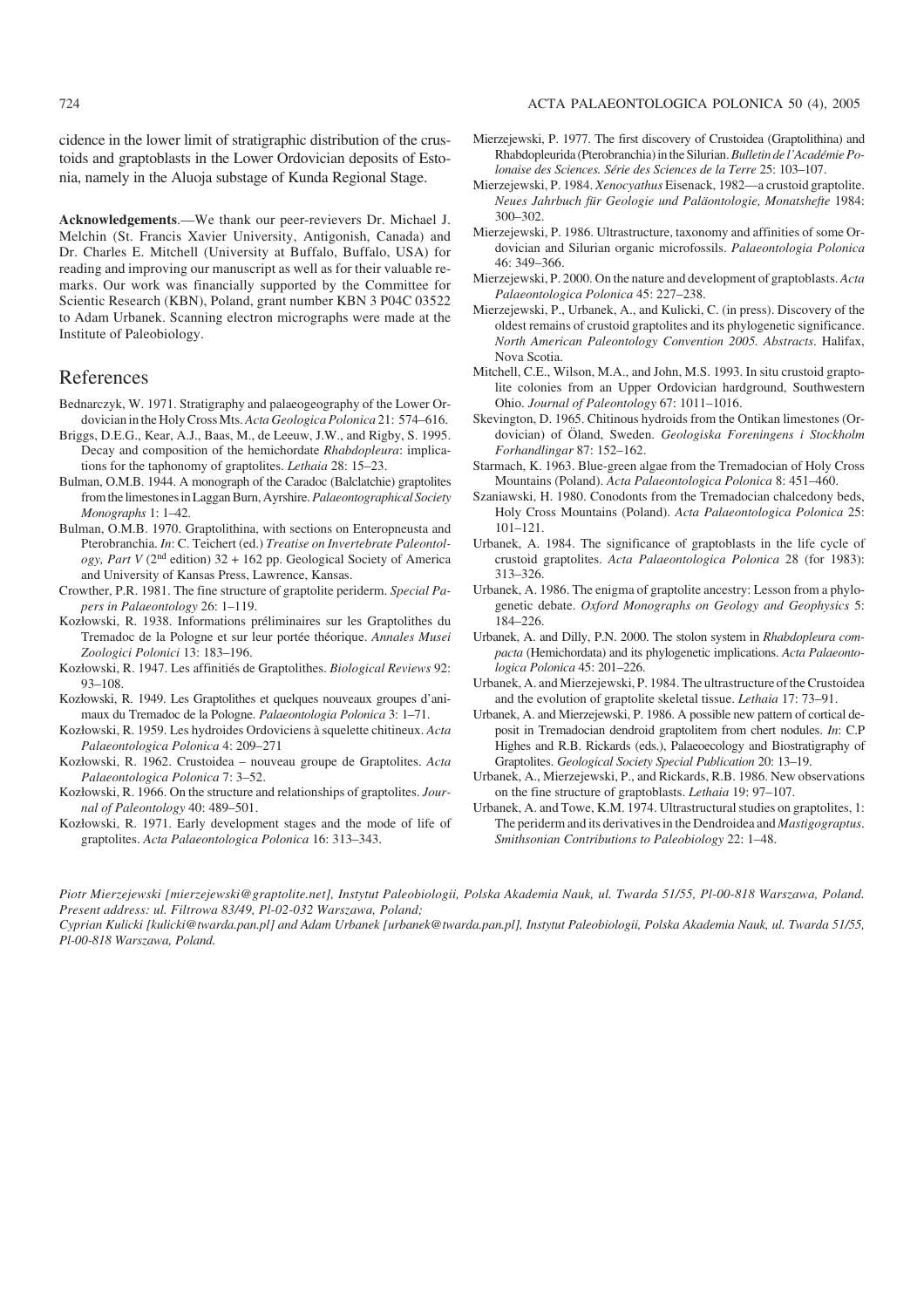cidence in the lower limit of stratigraphic distribution of the crustoids and graptoblasts in the Lower Ordovician deposits of Estonia, namely in the Aluoja substage of Kunda Regional Stage.

**Acknowledgements**.—We thank our peer-revievers Dr. Michael J. Melchin (St. Francis Xavier University, Antigonish, Canada) and Dr. Charles E. Mitchell (University at Buffalo, Buffalo, USA) for reading and improving our manuscript as well as for their valuable remarks. Our work was financially supported by the Committee for Scientic Research (KBN), Poland, grant number KBN 3 P04C 03522 to Adam Urbanek. Scanning electron micrographs were made at the Institute of Paleobiology.

## References

Bednarczyk, W. 1971. Stratigraphy and palaeogeography of the Lower Ordovician in the Holy Cross Mts. *Acta Geologica Polonica* 21: 574–616.

Briggs, D.E.G., Kear, A.J., Baas, M., de Leeuw, J.W., and Rigby, S. 1995. Decay and composition of the hemichordate *Rhabdopleura*: implications for the taphonomy of graptolites. *Lethaia* 28: 15–23.

Bulman, O.M.B. 1944. A monograph of the Caradoc (Balclatchie) graptolites from the limestones in Laggan Burn, Ayrshire. *Palaeontographical Society Monographs* 1: 1–42.

Bulman, O.M.B. 1970. Graptolithina, with sections on Enteropneusta and Pterobranchia. *In*: C. Teichert (ed.) *Treatise on Invertebrate Paleontology, Part V* (2nd edition) 32 + 162 pp. Geological Society of America and University of Kansas Press, Lawrence, Kansas.

Crowther, P.R. 1981. The fine structure of graptolite periderm. *Special Papers in Palaeontology* 26: 1–119.

Kozłowski, R. 1938. Informations préliminaires sur les Graptolithes du Tremadoc de la Pologne et sur leur portée théorique. *Annales Musei Zoologici Polonici* 13: 183–196.

Kozłowski, R. 1947. Les affinitiés de Graptolithes. *Biological Reviews* 92: 93–108.

Kozłowski, R. 1949. Les Graptolithes et quelques nouveaux groupes d'animaux du Tremadoc de la Pologne. *Palaeontologia Polonica* 3: 1–71.

Kozłowski, R. 1959. Les hydroides Ordoviciens à squelette chitineux. *Acta Palaeontologica Polonica* 4: 209–271

Kozłowski, R. 1962. Crustoidea – nouveau groupe de Graptolites. *Acta Palaeontologica Polonica* 7: 3–52.

Kozłowski, R. 1966. On the structure and relationships of graptolites. *Journal of Paleontology* 40: 489–501.

Kozłowski, R. 1971. Early development stages and the mode of life of graptolites. *Acta Palaeontologica Polonica* 16: 313–343.

Mierzejewski, P. 1977. The first discovery of Crustoidea (Graptolithina) and Rhabdopleurida (Pterobranchia) in the Silurian. *Bulletin de l'Académie Polonaise des Sciences. Série des Sciences de la Terre* 25: 103–107.

Mierzejewski, P. 1984. *Xenocyathus* Eisenack, 1982—a crustoid graptolite. *Neues Jahrbuch für Geologie und Paläontologie, Monatshefte* 1984: 300–302.

Mierzejewski, P. 1986. Ultrastructure, taxonomy and affinities of some Ordovician and Silurian organic microfossils. *Palaeontologia Polonica* 46: 349–366.

Mierzejewski, P. 2000. On the nature and development of graptoblasts. *Acta Palaeontologica Polonica* 45: 227–238.

Mierzejewski, P., Urbanek, A., and Kulicki, C. (in press). Discovery of the oldest remains of crustoid graptolites and its phylogenetic significance. *North American Paleontology Convention 2005. Abstracts*. Halifax, Nova Scotia.

Mitchell, C.E., Wilson, M.A., and John, M.S. 1993. In situ crustoid graptolite colonies from an Upper Ordovician hardground, Southwestern Ohio. *Journal of Paleontology* 67: 1011–1016.

Skevington, D. 1965. Chitinous hydroids from the Ontikan limestones (Ordovician) of Öland, Sweden. *Geologiska Foreningens i Stockholm Forhandlingar* 87: 152–162.

Starmach, K. 1963. Blue-green algae from the Tremadocian of Holy Cross Mountains (Poland). *Acta Palaeontologica Polonica* 8: 451–460.

Szaniawski, H. 1980. Conodonts from the Tremadocian chalcedony beds, Holy Cross Mountains (Poland). *Acta Palaeontologica Polonica* 25: 101–121.

Urbanek, A. 1984. The significance of graptoblasts in the life cycle of crustoid graptolites. *Acta Palaeontologica Polonica* 28 (for 1983): 313–326.

Urbanek, A. 1986. The enigma of graptolite ancestry: Lesson from a phylogenetic debate. *Oxford Monographs on Geology and Geophysics* 5: 184–226.

Urbanek, A. and Dilly, P.N. 2000. The stolon system in *Rhabdopleura compacta* (Hemichordata) and its phylogenetic implications. *Acta Palaeontologica Polonica* 45: 201–226.

Urbanek, A. and Mierzejewski, P. 1984. The ultrastructure of the Crustoidea and the evolution of graptolite skeletal tissue. *Lethaia* 17: 73–91.

Urbanek, A. and Mierzejewski, P. 1986. A possible new pattern of cortical deposit in Tremadocian dendroid graptolitem from chert nodules. *In*: C.P Highes and R.B. Rickards (eds.), Palaeoecology and Biostratigraphy of Graptolites. *Geological Society Special Publication* 20: 13–19.

Urbanek, A., Mierzejewski, P., and Rickards, R.B. 1986. New observations on the fine structure of graptoblasts. *Lethaia* 19: 97–107.

Urbanek, A. and Towe, K.M. 1974. Ultrastructural studies on graptolites, 1: The periderm and its derivatives in the Dendroidea and *Mastigograptus*. *Smithsonian Contributions to Paleobiology* 22: 1–48.

*Piotr Mierzejewski [mierzejewski@graptolite.net], Instytut Paleobiologii, Polska Akademia Nauk, ul. Twarda 51/55, Pl-00-818 Warszawa, Poland. Present address: ul. Filtrowa 83/49, Pl-02-032 Warszawa, Poland;*

*Cyprian Kulicki [kulicki@twarda.pan.pl] and Adam Urbanek [urbanek@twarda.pan.pl], Instytut Paleobiologii, Polska Akademia Nauk, ul. Twarda 51/55, Pl-00-818 Warszawa, Poland.*